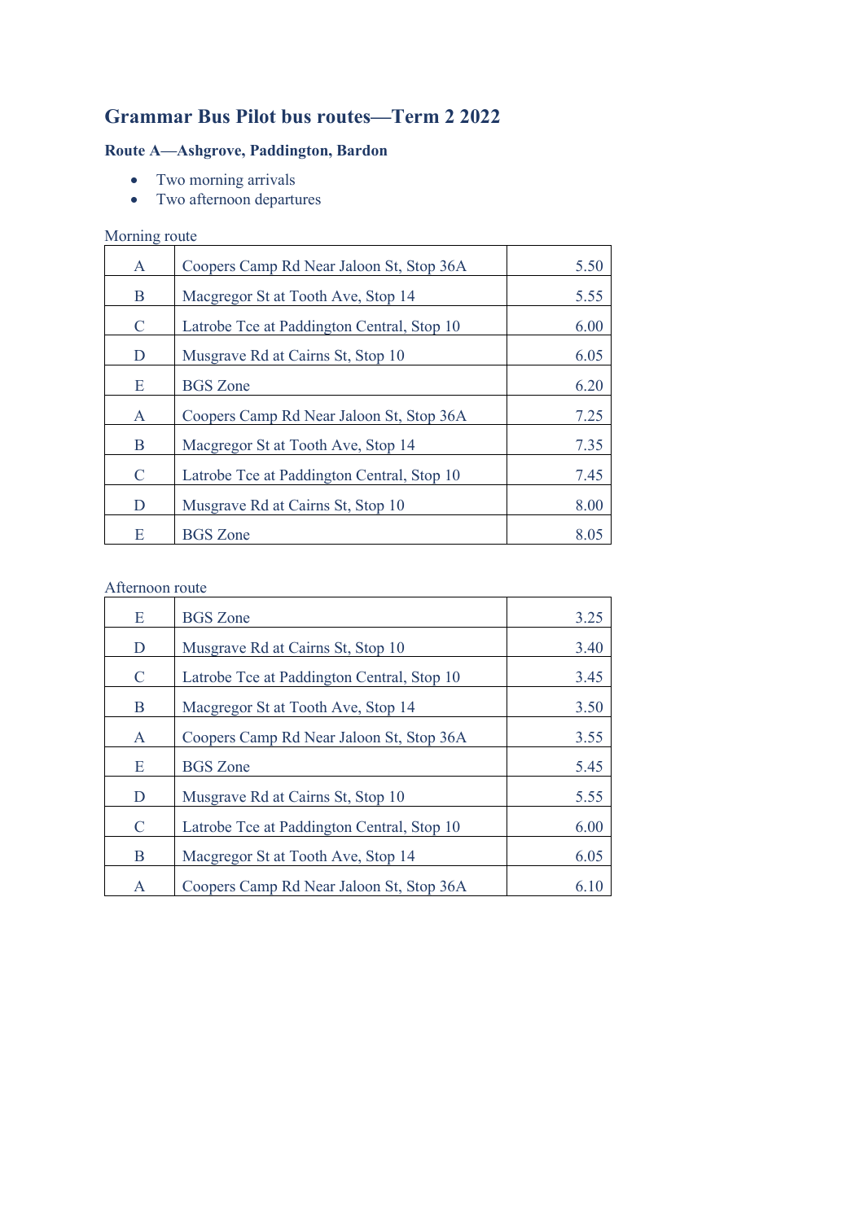# Grammar Bus Pilot bus routes—Term 2 2022

## Route A—Ashgrove, Paddington, Bardon

- Two morning arrivals
- Two afternoon departures

Morning route

| | | |
|---|---|---|
| A | Coopers Camp Rd Near Jaloon St, Stop 36A | 5.50 |
| B | Macgregor St at Tooth Ave, Stop 14 | 5.55 |
| C | Latrobe Tce at Paddington Central, Stop 10 | 6.00 |
| D | Musgrave Rd at Cairns St, Stop 10 | 6.05 |
| E | BGS Zone | 6.20 |
| A | Coopers Camp Rd Near Jaloon St, Stop 36A | 7.25 |
| B | Macgregor St at Tooth Ave, Stop 14 | 7.35 |
| C | Latrobe Tce at Paddington Central, Stop 10 | 7.45 |
| D | Musgrave Rd at Cairns St, Stop 10 | 8.00 |
| E | BGS Zone | 8.05 |

Afternoon route

| | | |
|---|---|---|
| E | BGS Zone | 3.25 |
| D | Musgrave Rd at Cairns St, Stop 10 | 3.40 |
| C | Latrobe Tce at Paddington Central, Stop 10 | 3.45 |
| B | Macgregor St at Tooth Ave, Stop 14 | 3.50 |
| A | Coopers Camp Rd Near Jaloon St, Stop 36A | 3.55 |
| E | BGS Zone | 5.45 |
| D | Musgrave Rd at Cairns St, Stop 10 | 5.55 |
| C | Latrobe Tce at Paddington Central, Stop 10 | 6.00 |
| B | Macgregor St at Tooth Ave, Stop 14 | 6.05 |
| A | Coopers Camp Rd Near Jaloon St, Stop 36A | 6.10 |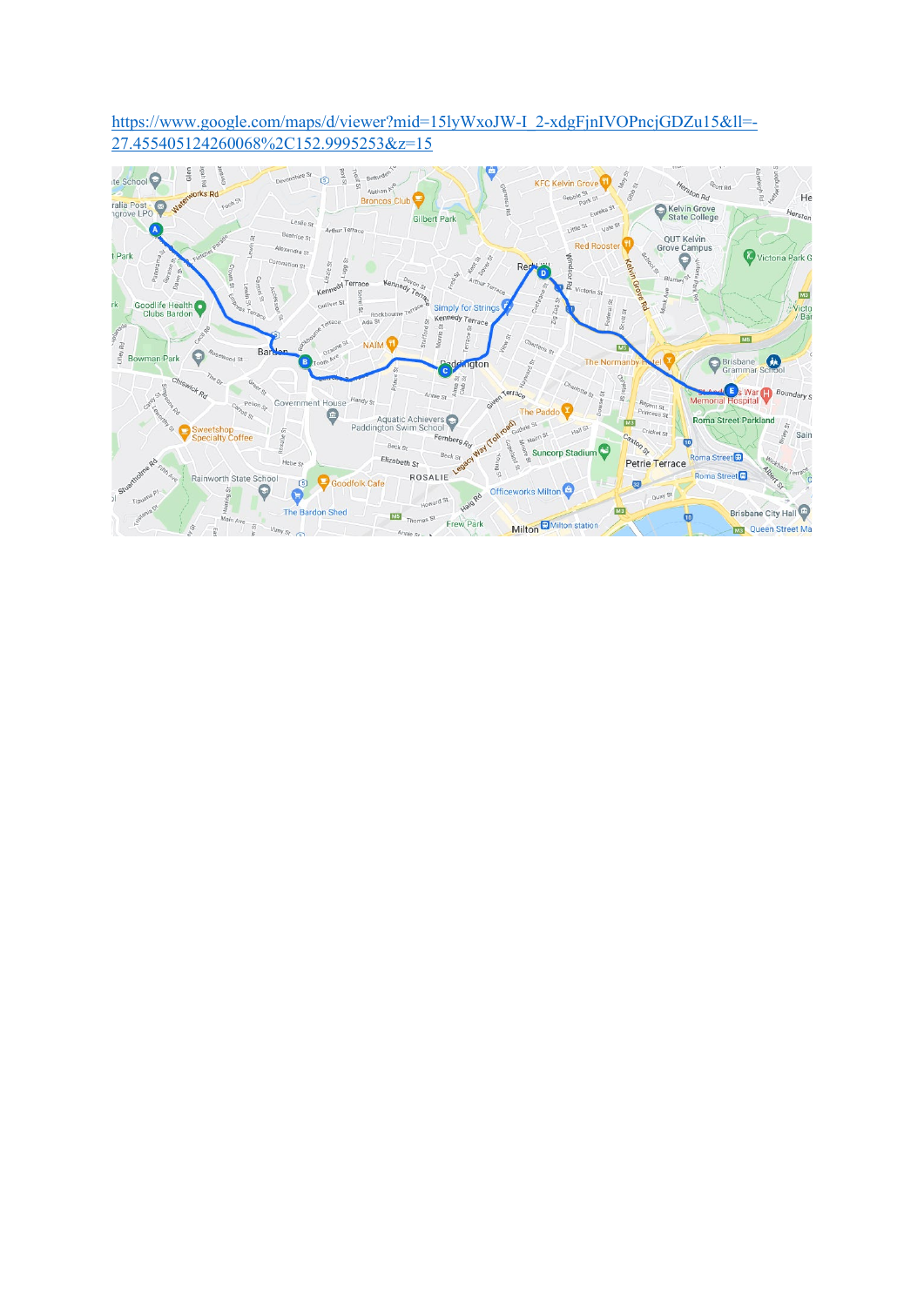https://www.google.com/maps/d/viewer?mid=15lyWxoJW-I_2-xdgFjnIVOPncjGDZu15&ll=-27.455405124260068%2C152.9995253&z=15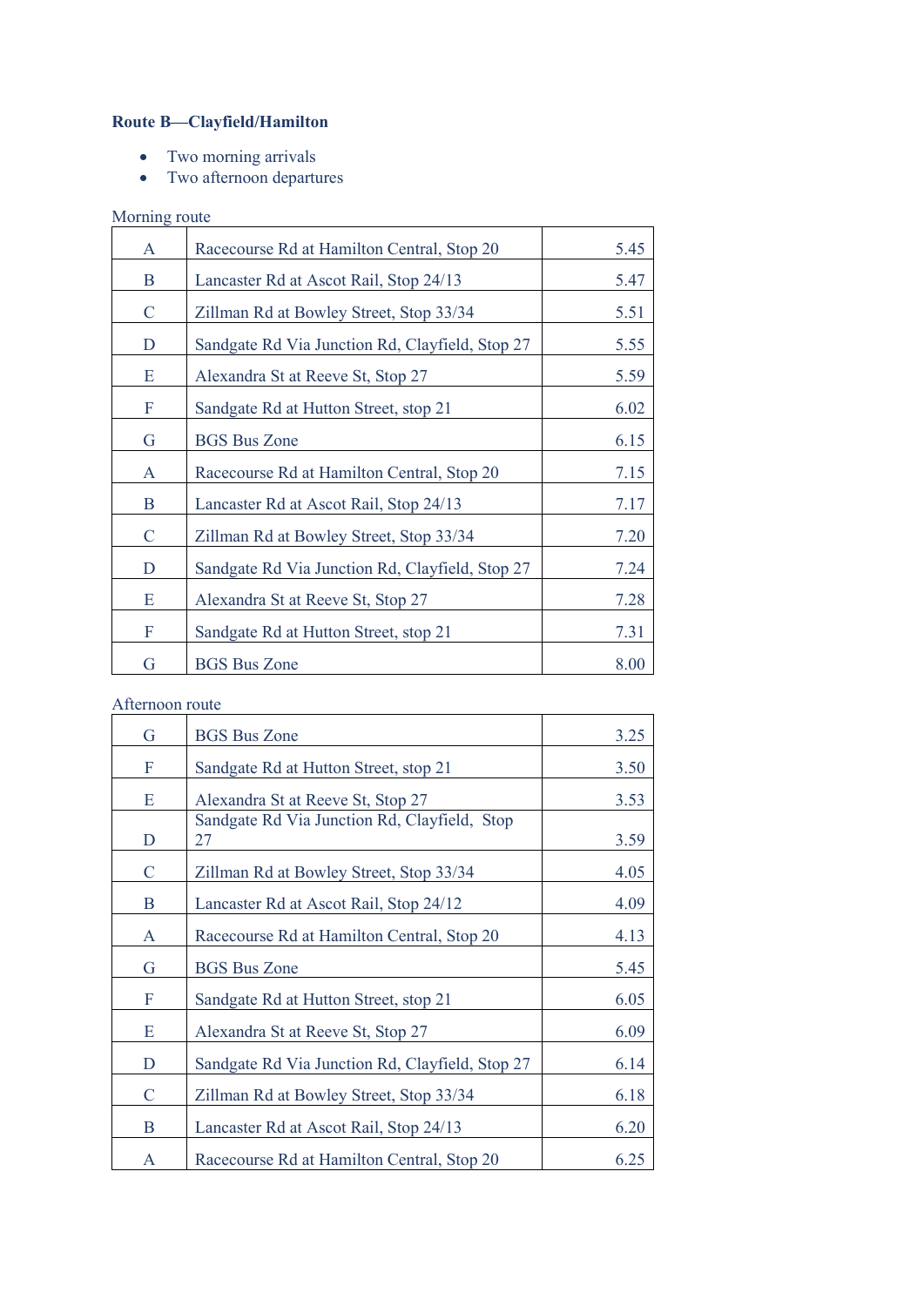**Route B—Clayfield/Hamilton**

- Two morning arrivals
- Two afternoon departures

Morning route

| | | |
|---|---|---|
| A | Racecourse Rd at Hamilton Central, Stop 20 | 5.45 |
| B | Lancaster Rd at Ascot Rail, Stop 24/13 | 5.47 |
| C | Zillman Rd at Bowley Street, Stop 33/34 | 5.51 |
| D | Sandgate Rd Via Junction Rd, Clayfield, Stop 27 | 5.55 |
| E | Alexandra St at Reeve St, Stop 27 | 5.59 |
| F | Sandgate Rd at Hutton Street, stop 21 | 6.02 |
| G | BGS Bus Zone | 6.15 |
| A | Racecourse Rd at Hamilton Central, Stop 20 | 7.15 |
| B | Lancaster Rd at Ascot Rail, Stop 24/13 | 7.17 |
| C | Zillman Rd at Bowley Street, Stop 33/34 | 7.20 |
| D | Sandgate Rd Via Junction Rd, Clayfield, Stop 27 | 7.24 |
| E | Alexandra St at Reeve St, Stop 27 | 7.28 |
| F | Sandgate Rd at Hutton Street, stop 21 | 7.31 |
| G | BGS Bus Zone | 8.00 |

Afternoon route

| | | |
|---|---|---|
| G | BGS Bus Zone | 3.25 |
| F | Sandgate Rd at Hutton Street, stop 21 | 3.50 |
| E | Alexandra St at Reeve St, Stop 27 | 3.53 |
| D | Sandgate Rd Via Junction Rd, Clayfield, Stop 27 | 3.59 |
| C | Zillman Rd at Bowley Street, Stop 33/34 | 4.05 |
| B | Lancaster Rd at Ascot Rail, Stop 24/12 | 4.09 |
| A | Racecourse Rd at Hamilton Central, Stop 20 | 4.13 |
| G | BGS Bus Zone | 5.45 |
| F | Sandgate Rd at Hutton Street, stop 21 | 6.05 |
| E | Alexandra St at Reeve St, Stop 27 | 6.09 |
| D | Sandgate Rd Via Junction Rd, Clayfield, Stop 27 | 6.14 |
| C | Zillman Rd at Bowley Street, Stop 33/34 | 6.18 |
| B | Lancaster Rd at Ascot Rail, Stop 24/13 | 6.20 |
| A | Racecourse Rd at Hamilton Central, Stop 20 | 6.25 |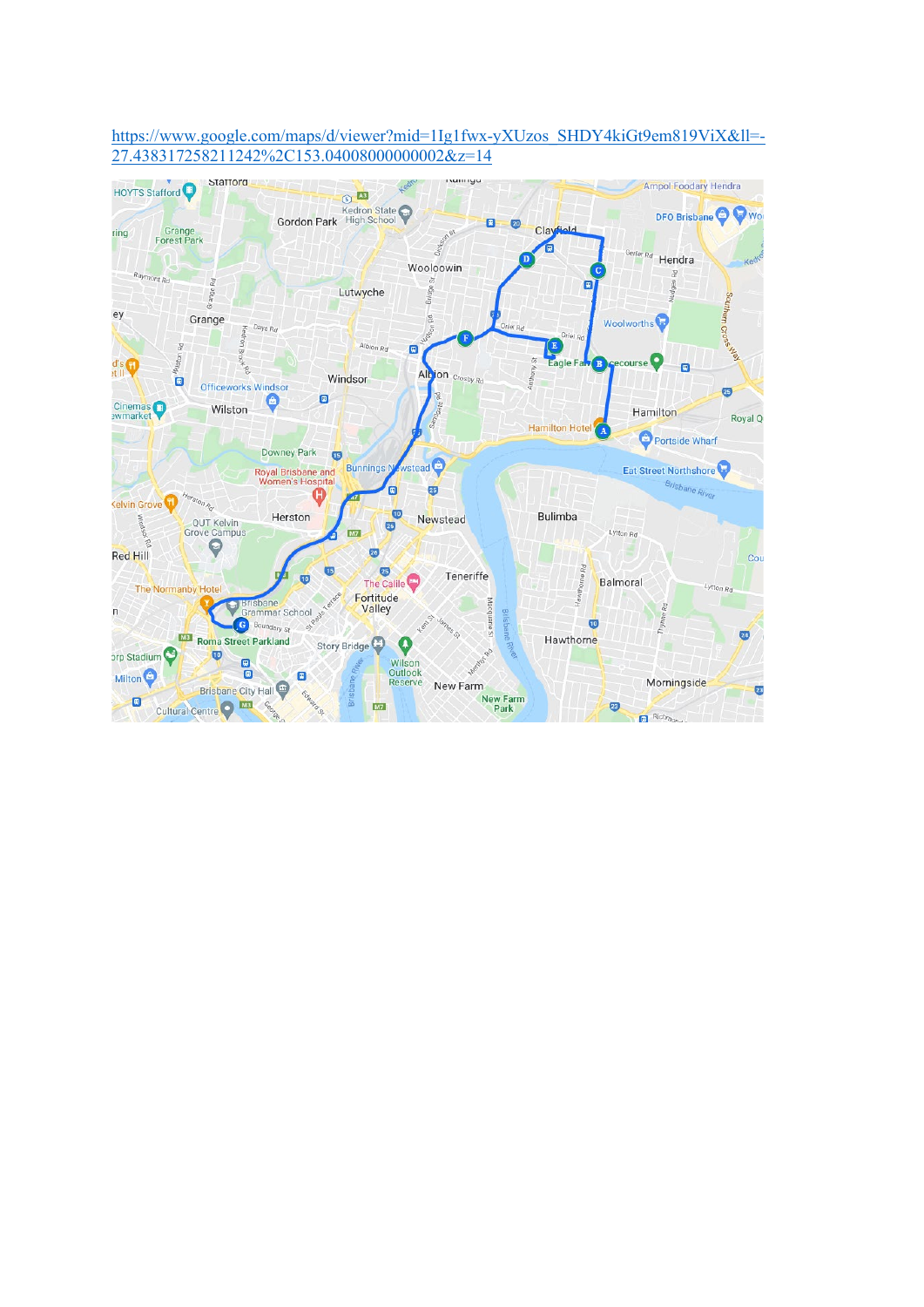https://www.google.com/maps/d/viewer?mid=1Ig1fwx-yXUzos_SHDY4kiGt9em819ViX&ll=-27.438317258211242%2C153.04008000000002&z=14